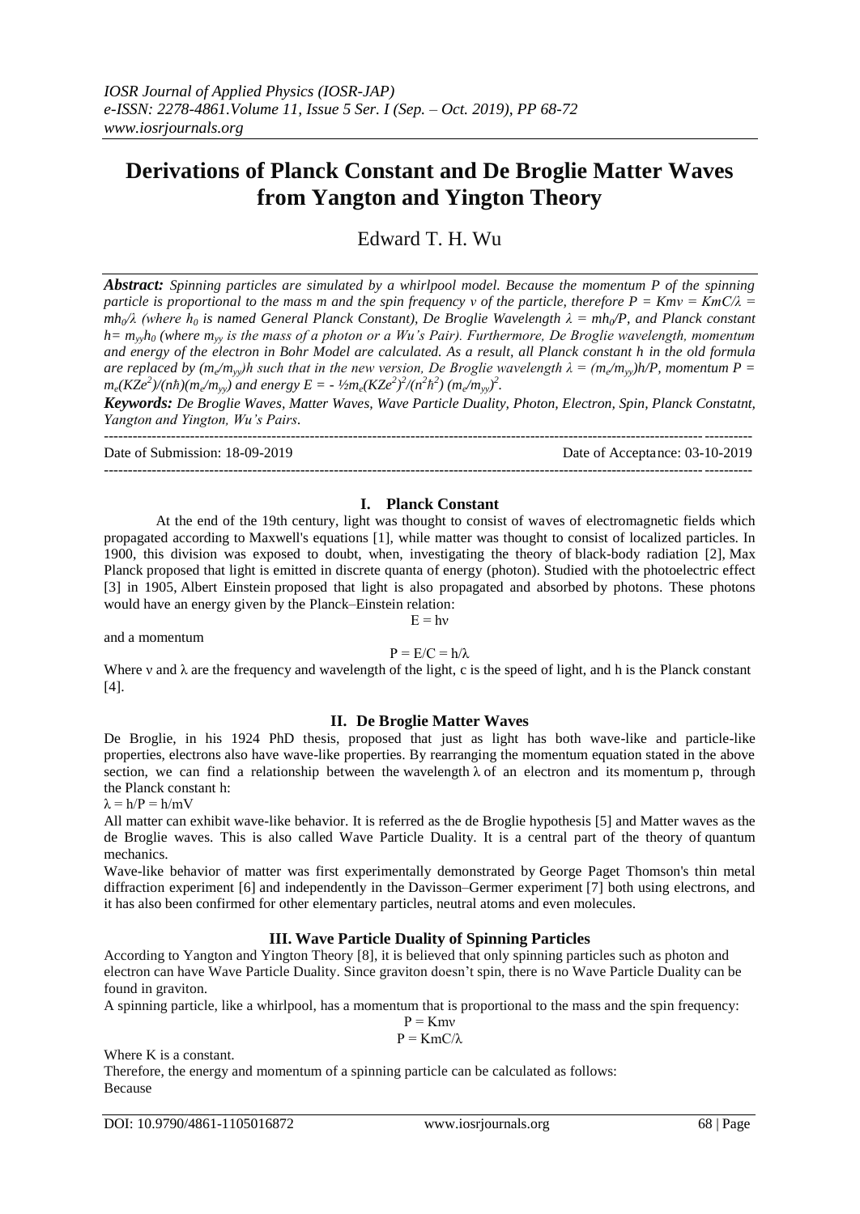# Derivations of Planck Constant and De Broglie Matter Waves from Yangton and Yington Theory

Edward T. H. Wu

***Abstract:*** *Spinning particles are simulated by a whirlpool model. Because the momentum P of the spinning particle is proportional to the mass m and the spin frequency ν of the particle, therefore $P = Km\nu = KmC/\lambda = mh_0/\lambda$ (where $h_0$ is named General Planck Constant), De Broglie Wavelength $\lambda = mh_0/P$, and Planck constant $h = m_{yy}h_0$ (where $m_{yy}$ is the mass of a photon or a Wu's Pair). Furthermore, De Broglie wavelength, momentum and energy of the electron in Bohr Model are calculated. As a result, all Planck constant h in the old formula are replaced by $(m_e/m_{yy})h$ such that in the new version, De Broglie wavelength $\lambda = (m_e/m_{yy})h/P$, momentum $P = m_e(KZe^2)/(n\hbar)(m_e/m_{yy})$ and energy $E = -\frac{1}{2}m_e(KZe^2)^2/(n^2\hbar^2)(m_e/m_{yy})^2$.*

***Keywords:*** *De Broglie Waves, Matter Waves, Wave Particle Duality, Photon, Electron, Spin, Planck Constatnt, Yangton and Yington, Wu's Pairs.*

---

Date of Submission: 18-09-2019 Date of Acceptance: 03-10-2019

---

## I. Planck Constant

At the end of the 19th century, light was thought to consist of waves of electromagnetic fields which propagated according to Maxwell's equations [1], while matter was thought to consist of localized particles. In 1900, this division was exposed to doubt, when, investigating the theory of black-body radiation [2], Max Planck proposed that light is emitted in discrete quanta of energy (photon). Studied with the photoelectric effect [3] in 1905, Albert Einstein proposed that light is also propagated and absorbed by photons. These photons would have an energy given by the Planck–Einstein relation:

$$E = h\nu$$

and a momentum

$$P = E/C = h/\lambda$$

Where ν and λ are the frequency and wavelength of the light, c is the speed of light, and h is the Planck constant [4].

## II. De Broglie Matter Waves

De Broglie, in his 1924 PhD thesis, proposed that just as light has both wave-like and particle-like properties, electrons also have wave-like properties. By rearranging the momentum equation stated in the above section, we can find a relationship between the wavelength λ of an electron and its momentum p, through the Planck constant h:

$\lambda = h/P = h/mV$

All matter can exhibit wave-like behavior. It is referred as the de Broglie hypothesis [5] and Matter waves as the de Broglie waves. This is also called Wave Particle Duality. It is a central part of the theory of quantum mechanics.

Wave-like behavior of matter was first experimentally demonstrated by George Paget Thomson's thin metal diffraction experiment [6] and independently in the Davisson–Germer experiment [7] both using electrons, and it has also been confirmed for other elementary particles, neutral atoms and even molecules.

## III. Wave Particle Duality of Spinning Particles

According to Yangton and Yington Theory [8], it is believed that only spinning particles such as photon and electron can have Wave Particle Duality. Since graviton doesn't spin, there is no Wave Particle Duality can be found in graviton.

A spinning particle, like a whirlpool, has a momentum that is proportional to the mass and the spin frequency:

$$P = Km\nu$$
$$P = KmC/\lambda$$

Where K is a constant.

Therefore, the energy and momentum of a spinning particle can be calculated as follows:

Because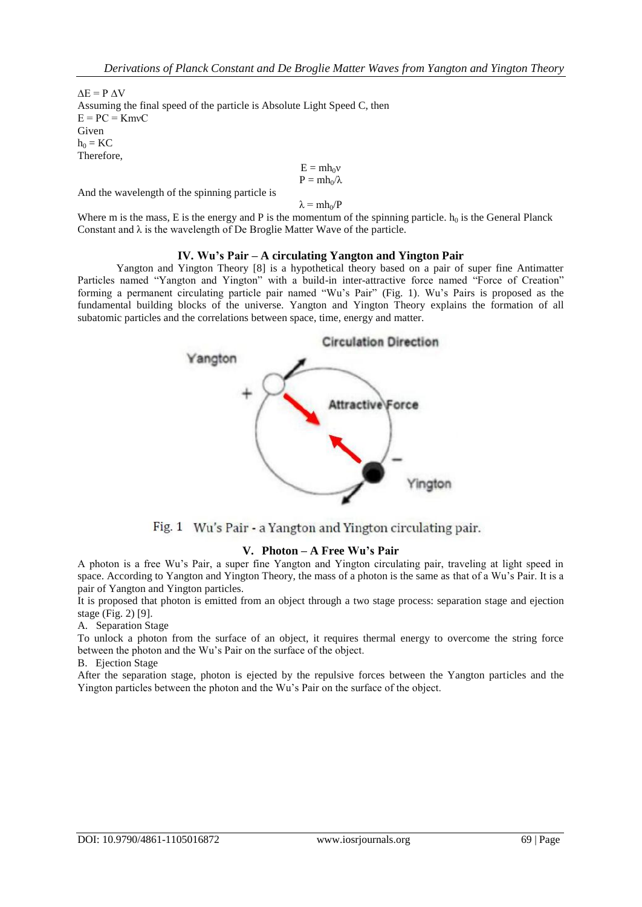$\Delta E = P\ \Delta V$

Assuming the final speed of the particle is Absolute Light Speed C, then

$E = PC = K m \nu C$

Given

$h_0 = KC$

Therefore,

$$E = m h_0 \nu$$

$$P = m h_0/\lambda$$

And the wavelength of the spinning particle is

$$\lambda = m h_0/P$$

Where m is the mass, E is the energy and P is the momentum of the spinning particle. $h_0$ is the General Planck Constant and $\lambda$ is the wavelength of De Broglie Matter Wave of the particle.

## IV. Wu's Pair – A circulating Yangton and Yington Pair

Yangton and Yington Theory [8] is a hypothetical theory based on a pair of super fine Antimatter Particles named "Yangton and Yington" with a build-in inter-attractive force named "Force of Creation" forming a permanent circulating particle pair named "Wu's Pair" (Fig. 1). Wu's Pairs is proposed as the fundamental building blocks of the universe. Yangton and Yington Theory explains the formation of all subatomic particles and the correlations between space, time, energy and matter.

Fig. 1 Wu's Pair - a Yangton and Yington circulating pair.

## V. Photon – A Free Wu's Pair

A photon is a free Wu's Pair, a super fine Yangton and Yington circulating pair, traveling at light speed in space. According to Yangton and Yington Theory, the mass of a photon is the same as that of a Wu's Pair. It is a pair of Yangton and Yington particles.

It is proposed that photon is emitted from an object through a two stage process: separation stage and ejection stage (Fig. 2) [9].

A. Separation Stage

To unlock a photon from the surface of an object, it requires thermal energy to overcome the string force between the photon and the Wu's Pair on the surface of the object.

B. Ejection Stage

After the separation stage, photon is ejected by the repulsive forces between the Yangton particles and the Yington particles between the photon and the Wu's Pair on the surface of the object.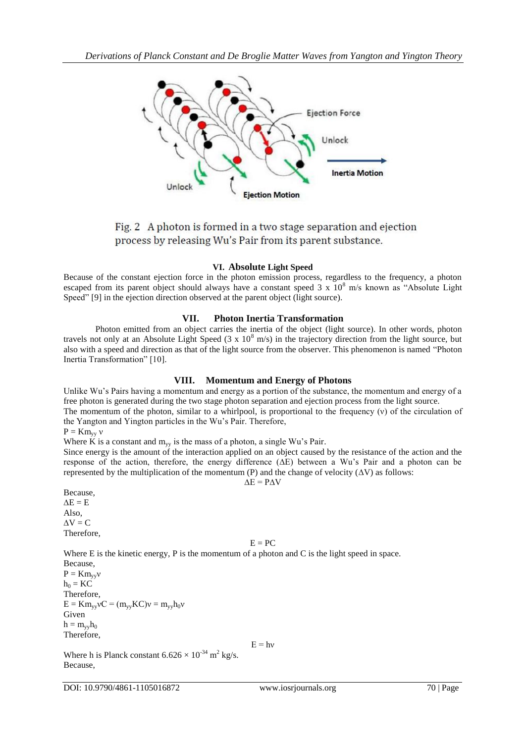Fig. 2 A photon is formed in a two stage separation and ejection process by releasing Wu's Pair from its parent substance.

## VI. Absolute Light Speed

Because of the constant ejection force in the photon emission process, regardless to the frequency, a photon escaped from its parent object should always have a constant speed $3 \times 10^8$ m/s known as "Absolute Light Speed" [9] in the ejection direction observed at the parent object (light source).

## VII. Photon Inertia Transformation

Photon emitted from an object carries the inertia of the object (light source). In other words, photon travels not only at an Absolute Light Speed ($3 \times 10^8$ m/s) in the trajectory direction from the light source, but also with a speed and direction as that of the light source from the observer. This phenomenon is named "Photon Inertia Transformation" [10].

## VIII. Momentum and Energy of Photons

Unlike Wu's Pairs having a momentum and energy as a portion of the substance, the momentum and energy of a free photon is generated during the two stage photon separation and ejection process from the light source.

The momentum of the photon, similar to a whirlpool, is proportional to the frequency ($\nu$) of the circulation of the Yangton and Yington particles in the Wu's Pair. Therefore,

$P = Km_{yy}\nu$

Where K is a constant and $m_{yy}$ is the mass of a photon, a single Wu's Pair.

Since energy is the amount of the interaction applied on an object caused by the resistance of the action and the response of the action, therefore, the energy difference ($\Delta E$) between a Wu's Pair and a photon can be represented by the multiplication of the momentum (P) and the change of velocity ($\Delta V$) as follows:

$$\Delta E = P\Delta V$$

Because,

$\Delta E = E$

Also,

$\Delta V = C$

Therefore,

$$E = PC$$

Where E is the kinetic energy, P is the momentum of a photon and C is the light speed in space.

Because,

$P = Km_{yy}\nu$

$h_0 = KC$

Therefore,

$E = Km_{yy}\nu C = (m_{yy}KC)\nu = m_{yy}h_0\nu$

Given

$h = m_{yy}h_0$

Therefore,

$$E = h\nu$$

Where h is Planck constant $6.626 \times 10^{-34}$ $m^2$ kg/s.

Because,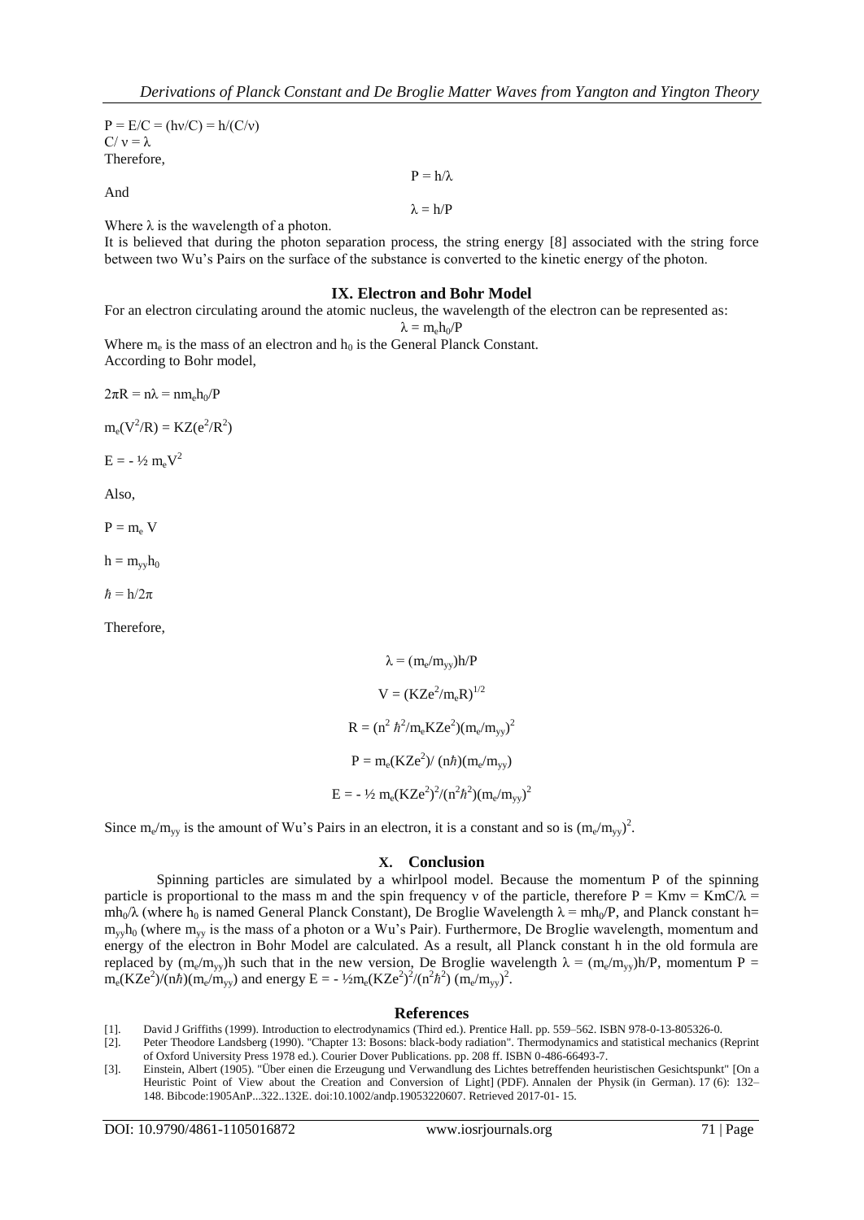$P = E/C = (h\nu/C) = h/(C/\nu)$
$C/\nu = \lambda$
Therefore,

$$P = h/\lambda$$

And

$$\lambda = h/P$$

Where $\lambda$ is the wavelength of a photon.
It is believed that during the photon separation process, the string energy [8] associated with the string force between two Wu's Pairs on the surface of the substance is converted to the kinetic energy of the photon.

## IX. Electron and Bohr Model

For an electron circulating around the atomic nucleus, the wavelength of the electron can be represented as:

$$\lambda = m_e h_0/P$$

Where $m_e$ is the mass of an electron and $h_0$ is the General Planck Constant.
According to Bohr model,

$2\pi R = n\lambda = n m_e h_0/P$

$m_e(V^2/R) = KZ(e^2/R^2)$

$E = -\frac{1}{2} m_e V^2$

Also,

$P = m_e V$

$h = m_{yy} h_0$

$\hbar = h/2\pi$

Therefore,

$$\lambda = (m_e/m_{yy})h/P$$

$$V = (KZe^2/m_e R)^{1/2}$$

$$R = (n^2 \hbar^2/m_e KZe^2)(m_e/m_{yy})^2$$

$$P = m_e(KZe^2)/(n\hbar)(m_e/m_{yy})$$

$$E = -\frac{1}{2} m_e(KZe^2)^2/(n^2\hbar^2)(m_e/m_{yy})^2$$

Since $m_e/m_{yy}$ is the amount of Wu's Pairs in an electron, it is a constant and so is $(m_e/m_{yy})^2$.

## X. Conclusion

Spinning particles are simulated by a whirlpool model. Because the momentum P of the spinning particle is proportional to the mass m and the spin frequency $\nu$ of the particle, therefore $P = Km\nu = KmC/\lambda = mh_0/\lambda$ (where $h_0$ is named General Planck Constant), De Broglie Wavelength $\lambda = mh_0/P$, and Planck constant $h = m_{yy}h_0$ (where $m_{yy}$ is the mass of a photon or a Wu's Pair). Furthermore, De Broglie wavelength, momentum and energy of the electron in Bohr Model are calculated. As a result, all Planck constant h in the old formula are replaced by $(m_e/m_{yy})h$ such that in the new version, De Broglie wavelength $\lambda = (m_e/m_{yy})h/P$, momentum $P = m_e(KZe^2)/(n\hbar)(m_e/m_{yy})$ and energy $E = -\frac{1}{2}m_e(KZe^2)^2/(n^2\hbar^2)(m_e/m_{yy})^2$.

## References

[1]. David J Griffiths (1999). Introduction to electrodynamics (Third ed.). Prentice Hall. pp. 559–562. ISBN 978-0-13-805326-0.
[2]. Peter Theodore Landsberg (1990). "Chapter 13: Bosons: black-body radiation". Thermodynamics and statistical mechanics (Reprint of Oxford University Press 1978 ed.). Courier Dover Publications. pp. 208 ff. ISBN 0-486-66493-7.
[3]. Einstein, Albert (1905). "Über einen die Erzeugung und Verwandlung des Lichtes betreffenden heuristischen Gesichtspunkt" [On a Heuristic Point of View about the Creation and Conversion of Light] (PDF). Annalen der Physik (in German). 17 (6): 132–148. Bibcode:1905AnP...322..132E. doi:10.1002/andp.19053220607. Retrieved 2017-01- 15.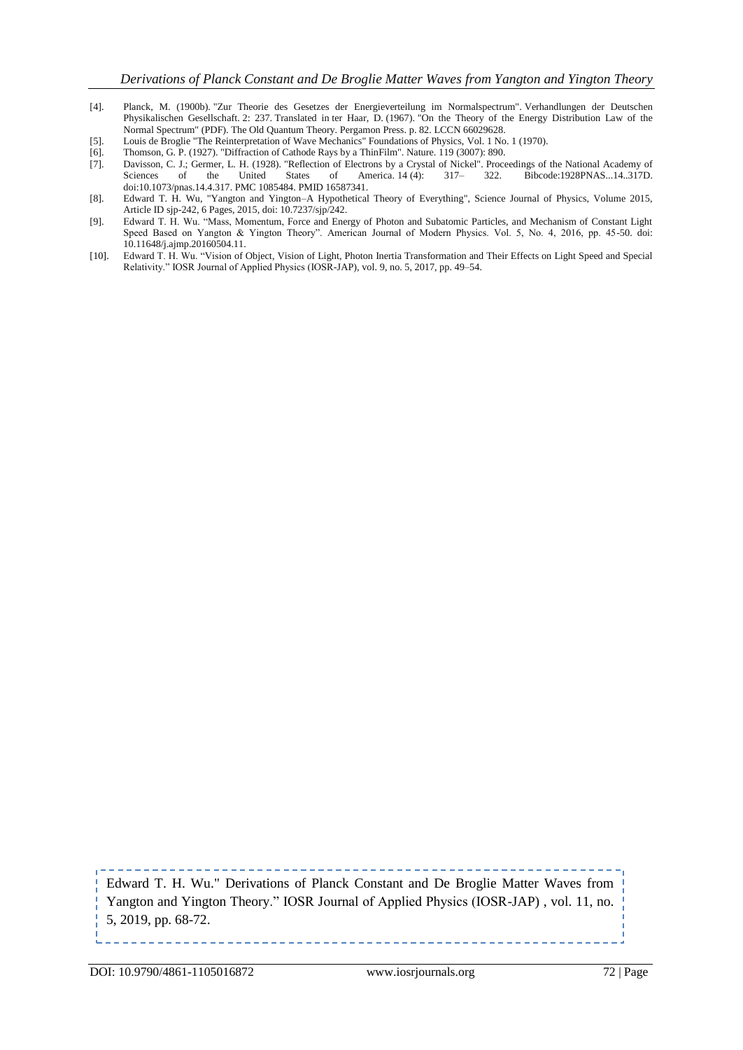[4]. Planck, M. (1900b). "Zur Theorie des Gesetzes der Energieverteilung im Normalspectrum". Verhandlungen der Deutschen Physikalischen Gesellschaft. 2: 237. Translated in ter Haar, D. (1967). "On the Theory of the Energy Distribution Law of the Normal Spectrum" (PDF). The Old Quantum Theory. Pergamon Press. p. 82. LCCN 66029628.

[5]. Louis de Broglie "The Reinterpretation of Wave Mechanics" Foundations of Physics, Vol. 1 No. 1 (1970).

[6]. Thomson, G. P. (1927). "Diffraction of Cathode Rays by a ThinFilm". Nature. 119 (3007): 890.

[7]. Davisson, C. J.; Germer, L. H. (1928). "Reflection of Electrons by a Crystal of Nickel". Proceedings of the National Academy of Sciences of the United States of America. 14 (4): 317– 322. Bibcode:1928PNAS...14..317D. doi:10.1073/pnas.14.4.317. PMC 1085484. PMID 16587341.

[8]. Edward T. H. Wu, "Yangton and Yington–A Hypothetical Theory of Everything", Science Journal of Physics, Volume 2015, Article ID sjp-242, 6 Pages, 2015, doi: 10.7237/sjp/242.

[9]. Edward T. H. Wu. "Mass, Momentum, Force and Energy of Photon and Subatomic Particles, and Mechanism of Constant Light Speed Based on Yangton & Yington Theory". American Journal of Modern Physics. Vol. 5, No. 4, 2016, pp. 45-50. doi: 10.11648/j.ajmp.20160504.11.

[10]. Edward T. H. Wu. "Vision of Object, Vision of Light, Photon Inertia Transformation and Their Effects on Light Speed and Special Relativity." IOSR Journal of Applied Physics (IOSR-JAP), vol. 9, no. 5, 2017, pp. 49–54.

Edward T. H. Wu." Derivations of Planck Constant and De Broglie Matter Waves from Yangton and Yington Theory." IOSR Journal of Applied Physics (IOSR-JAP) , vol. 11, no. 5, 2019, pp. 68-72.